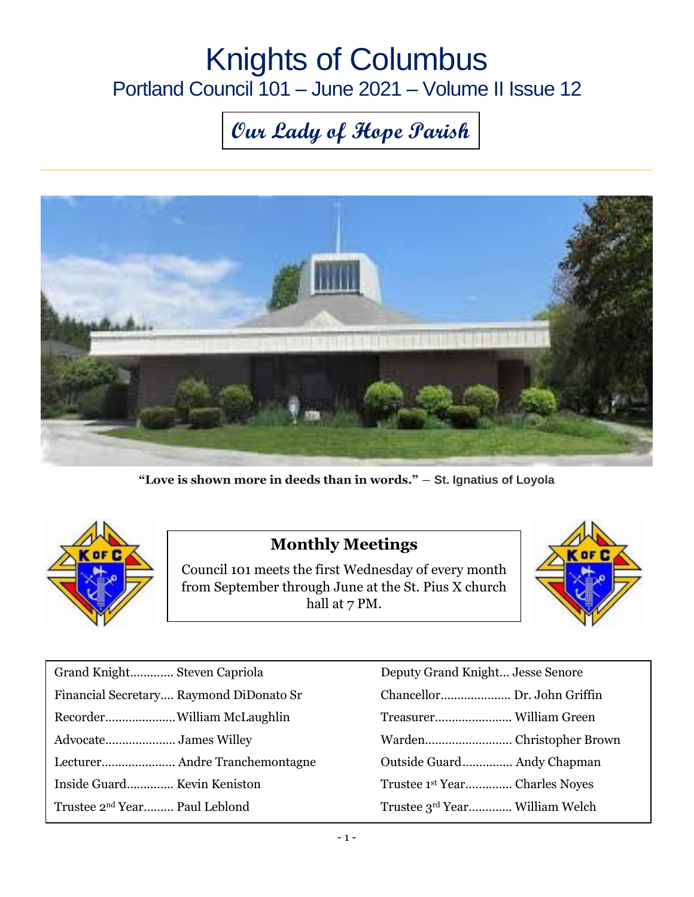# Knights of Columbus

## Portland Council 101 – June 2021 – Volume II Issue 12

***Our Lady of Hope Parish***

**"Love is shown more in deeds than in words."** – **St. Ignatius of Loyola**

### Monthly Meetings

Council 101 meets the first Wednesday of every month from September through June at the St. Pius X church hall at 7 PM.

| | |
|---|---|
| Grand Knight............. Steven Capriola | Deputy Grand Knight... Jesse Senore |
| Financial Secretary.... Raymond DiDonato Sr | Chancellor..................... Dr. John Griffin |
| Recorder.....................William McLaughlin | Treasurer....................... William Green |
| Advocate..................... James Willey | Warden.......................... Christopher Brown |
| Lecturer...................... Andre Tranchemontagne | Outside Guard............... Andy Chapman |
| Inside Guard.............. Kevin Keniston | Trustee 1st Year.............. Charles Noyes |
| Trustee 2nd Year......... Paul Leblond | Trustee 3rd Year............. William Welch |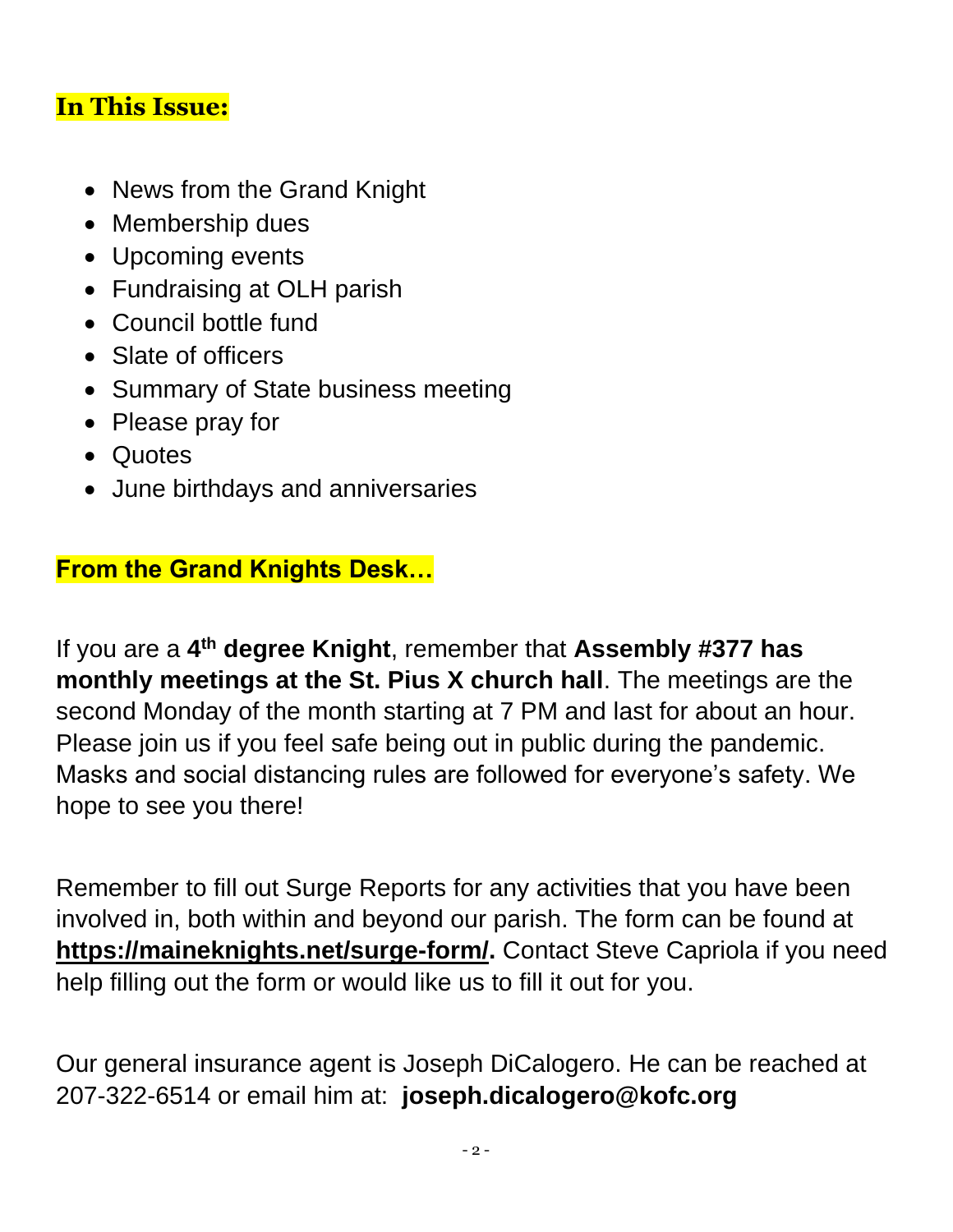## In This Issue:

- News from the Grand Knight
- Membership dues
- Upcoming events
- Fundraising at OLH parish
- Council bottle fund
- Slate of officers
- Summary of State business meeting
- Please pray for
- Quotes
- June birthdays and anniversaries

## From the Grand Knights Desk…

If you are a **4th degree Knight**, remember that **Assembly #377 has monthly meetings at the St. Pius X church hall**. The meetings are the second Monday of the month starting at 7 PM and last for about an hour. Please join us if you feel safe being out in public during the pandemic. Masks and social distancing rules are followed for everyone's safety. We hope to see you there!

Remember to fill out Surge Reports for any activities that you have been involved in, both within and beyond our parish. The form can be found at **https://maineknights.net/surge-form/.** Contact Steve Capriola if you need help filling out the form or would like us to fill it out for you.

Our general insurance agent is Joseph DiCalogero. He can be reached at 207-322-6514 or email him at: **joseph.dicalogero@kofc.org**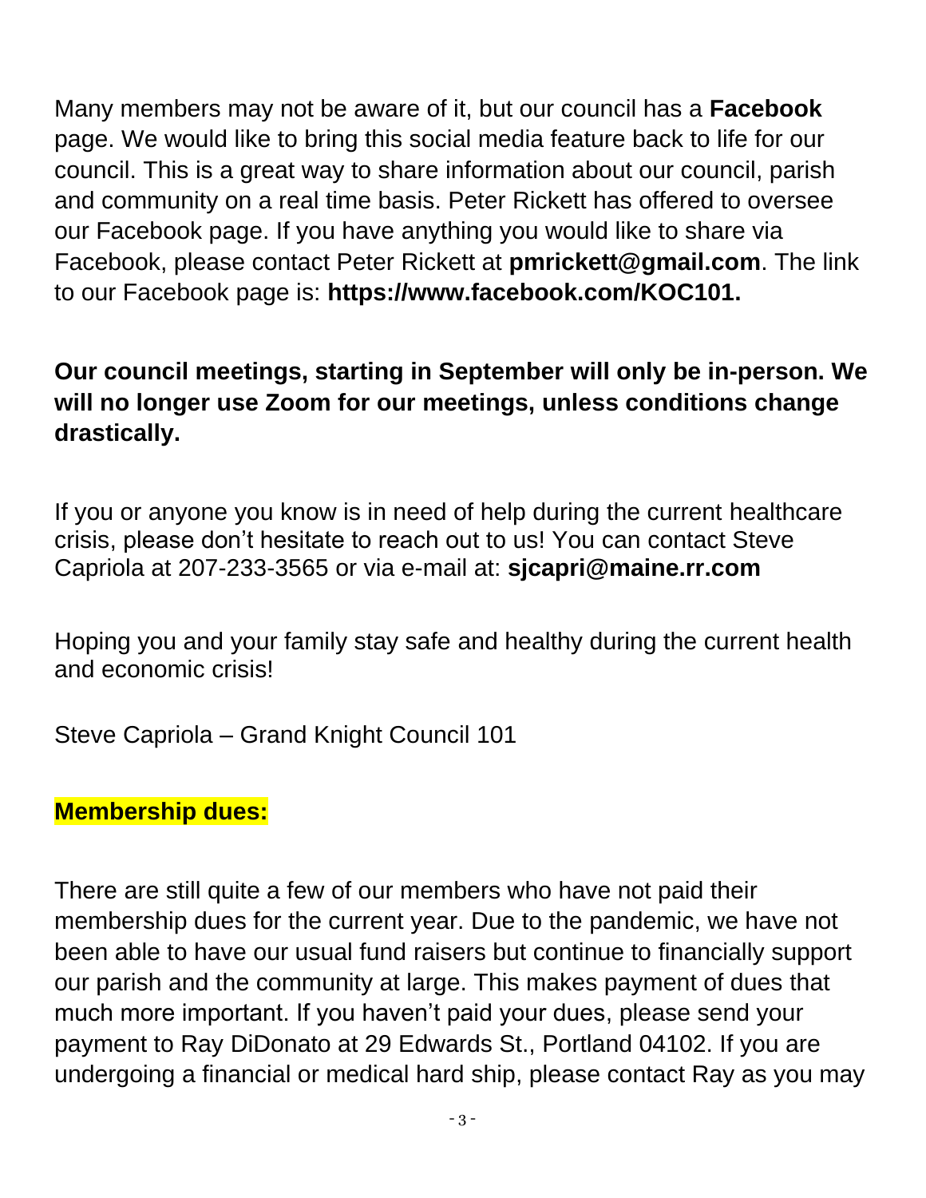Many members may not be aware of it, but our council has a **Facebook** page. We would like to bring this social media feature back to life for our council. This is a great way to share information about our council, parish and community on a real time basis. Peter Rickett has offered to oversee our Facebook page. If you have anything you would like to share via Facebook, please contact Peter Rickett at **pmrickett@gmail.com**. The link to our Facebook page is: **https://www.facebook.com/KOC101.**

**Our council meetings, starting in September will only be in-person. We will no longer use Zoom for our meetings, unless conditions change drastically.**

If you or anyone you know is in need of help during the current healthcare crisis, please don't hesitate to reach out to us! You can contact Steve Capriola at 207-233-3565 or via e-mail at: **sjcapri@maine.rr.com**

Hoping you and your family stay safe and healthy during the current health and economic crisis!

Steve Capriola – Grand Knight Council 101

**Membership dues:**

There are still quite a few of our members who have not paid their membership dues for the current year. Due to the pandemic, we have not been able to have our usual fund raisers but continue to financially support our parish and the community at large. This makes payment of dues that much more important. If you haven't paid your dues, please send your payment to Ray DiDonato at 29 Edwards St., Portland 04102. If you are undergoing a financial or medical hard ship, please contact Ray as you may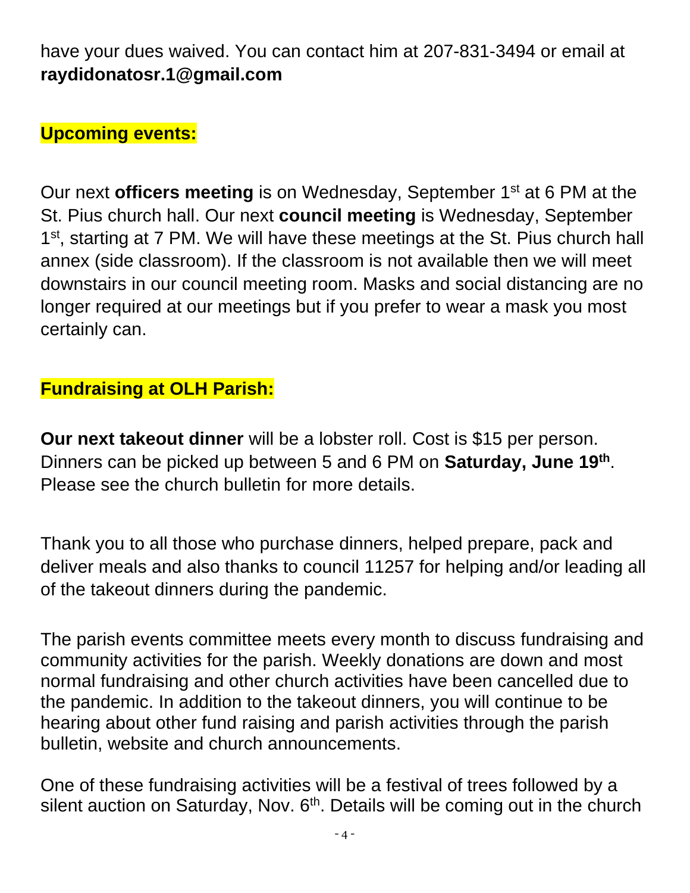have your dues waived. You can contact him at 207-831-3494 or email at **raydidonatosr.1@gmail.com**

**Upcoming events:**

Our next **officers meeting** is on Wednesday, September 1st at 6 PM at the St. Pius church hall. Our next **council meeting** is Wednesday, September 1st, starting at 7 PM. We will have these meetings at the St. Pius church hall annex (side classroom). If the classroom is not available then we will meet downstairs in our council meeting room. Masks and social distancing are no longer required at our meetings but if you prefer to wear a mask you most certainly can.

**Fundraising at OLH Parish:**

**Our next takeout dinner** will be a lobster roll. Cost is $15 per person. Dinners can be picked up between 5 and 6 PM on **Saturday, June 19th**. Please see the church bulletin for more details.

Thank you to all those who purchase dinners, helped prepare, pack and deliver meals and also thanks to council 11257 for helping and/or leading all of the takeout dinners during the pandemic.

The parish events committee meets every month to discuss fundraising and community activities for the parish. Weekly donations are down and most normal fundraising and other church activities have been cancelled due to the pandemic. In addition to the takeout dinners, you will continue to be hearing about other fund raising and parish activities through the parish bulletin, website and church announcements.

One of these fundraising activities will be a festival of trees followed by a silent auction on Saturday, Nov. 6th. Details will be coming out in the church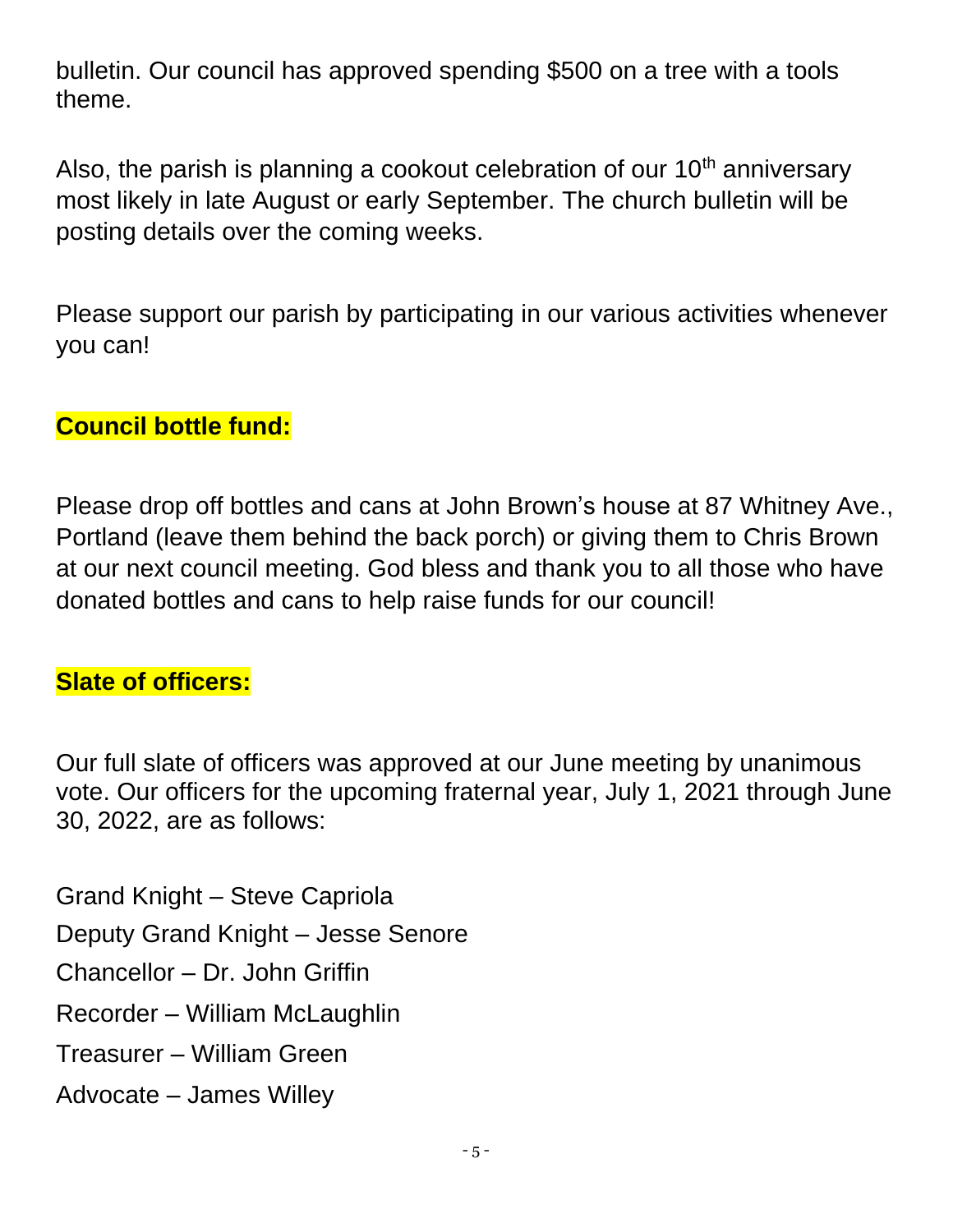bulletin. Our council has approved spending $500 on a tree with a tools theme.

Also, the parish is planning a cookout celebration of our 10th anniversary most likely in late August or early September. The church bulletin will be posting details over the coming weeks.

Please support our parish by participating in our various activities whenever you can!

**Council bottle fund:**

Please drop off bottles and cans at John Brown's house at 87 Whitney Ave., Portland (leave them behind the back porch) or giving them to Chris Brown at our next council meeting. God bless and thank you to all those who have donated bottles and cans to help raise funds for our council!

**Slate of officers:**

Our full slate of officers was approved at our June meeting by unanimous vote. Our officers for the upcoming fraternal year, July 1, 2021 through June 30, 2022, are as follows:

Grand Knight – Steve Capriola

Deputy Grand Knight – Jesse Senore

Chancellor – Dr. John Griffin

Recorder – William McLaughlin

Treasurer – William Green

Advocate – James Willey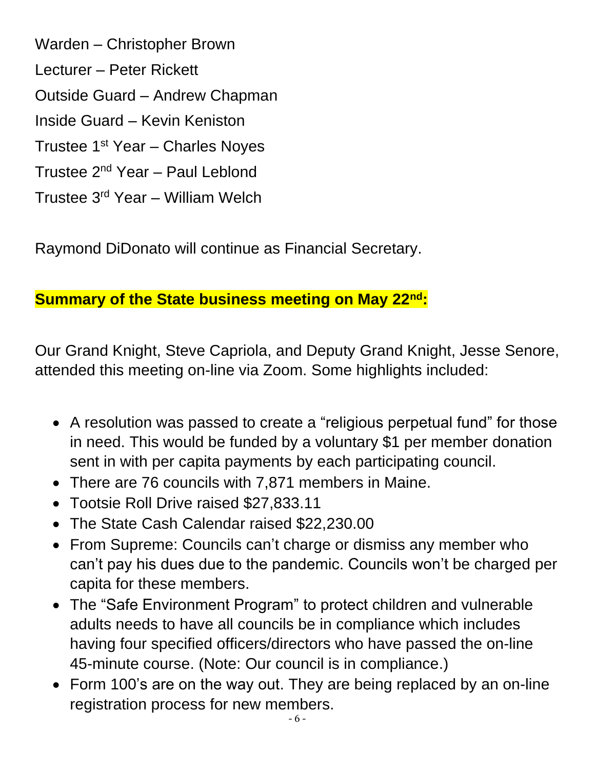Warden – Christopher Brown

Lecturer – Peter Rickett

Outside Guard – Andrew Chapman

Inside Guard – Kevin Keniston

Trustee 1st Year – Charles Noyes

Trustee 2nd Year – Paul Leblond

Trustee 3rd Year – William Welch

Raymond DiDonato will continue as Financial Secretary.

**Summary of the State business meeting on May 22nd:**

Our Grand Knight, Steve Capriola, and Deputy Grand Knight, Jesse Senore, attended this meeting on-line via Zoom. Some highlights included:

- A resolution was passed to create a "religious perpetual fund" for those in need. This would be funded by a voluntary $1 per member donation sent in with per capita payments by each participating council.
- There are 76 councils with 7,871 members in Maine.
- Tootsie Roll Drive raised $27,833.11
- The State Cash Calendar raised $22,230.00
- From Supreme: Councils can't charge or dismiss any member who can't pay his dues due to the pandemic. Councils won't be charged per capita for these members.
- The "Safe Environment Program" to protect children and vulnerable adults needs to have all councils be in compliance which includes having four specified officers/directors who have passed the on-line 45-minute course. (Note: Our council is in compliance.)
- Form 100's are on the way out. They are being replaced by an on-line registration process for new members.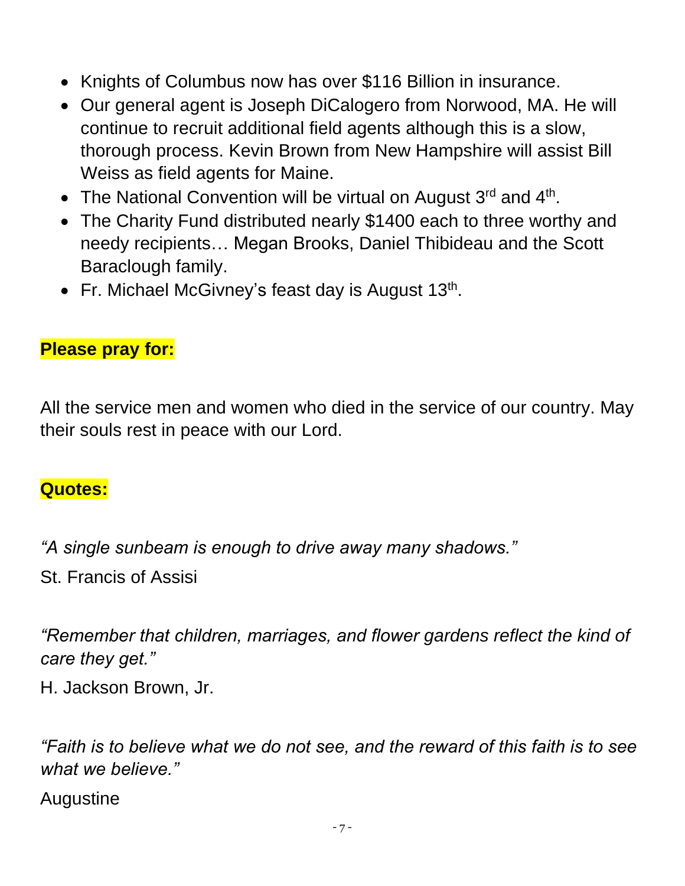- Knights of Columbus now has over $116 Billion in insurance.
- Our general agent is Joseph DiCalogero from Norwood, MA. He will continue to recruit additional field agents although this is a slow, thorough process. Kevin Brown from New Hampshire will assist Bill Weiss as field agents for Maine.
- The National Convention will be virtual on August 3rd and 4th.
- The Charity Fund distributed nearly $1400 each to three worthy and needy recipients… Megan Brooks, Daniel Thibideau and the Scott Baraclough family.
- Fr. Michael McGivney's feast day is August 13th.

**Please pray for:**

All the service men and women who died in the service of our country. May their souls rest in peace with our Lord.

**Quotes:**

*"A single sunbeam is enough to drive away many shadows."*

St. Francis of Assisi

*"Remember that children, marriages, and flower gardens reflect the kind of care they get."*

H. Jackson Brown, Jr.

*"Faith is to believe what we do not see, and the reward of this faith is to see what we believe."*

Augustine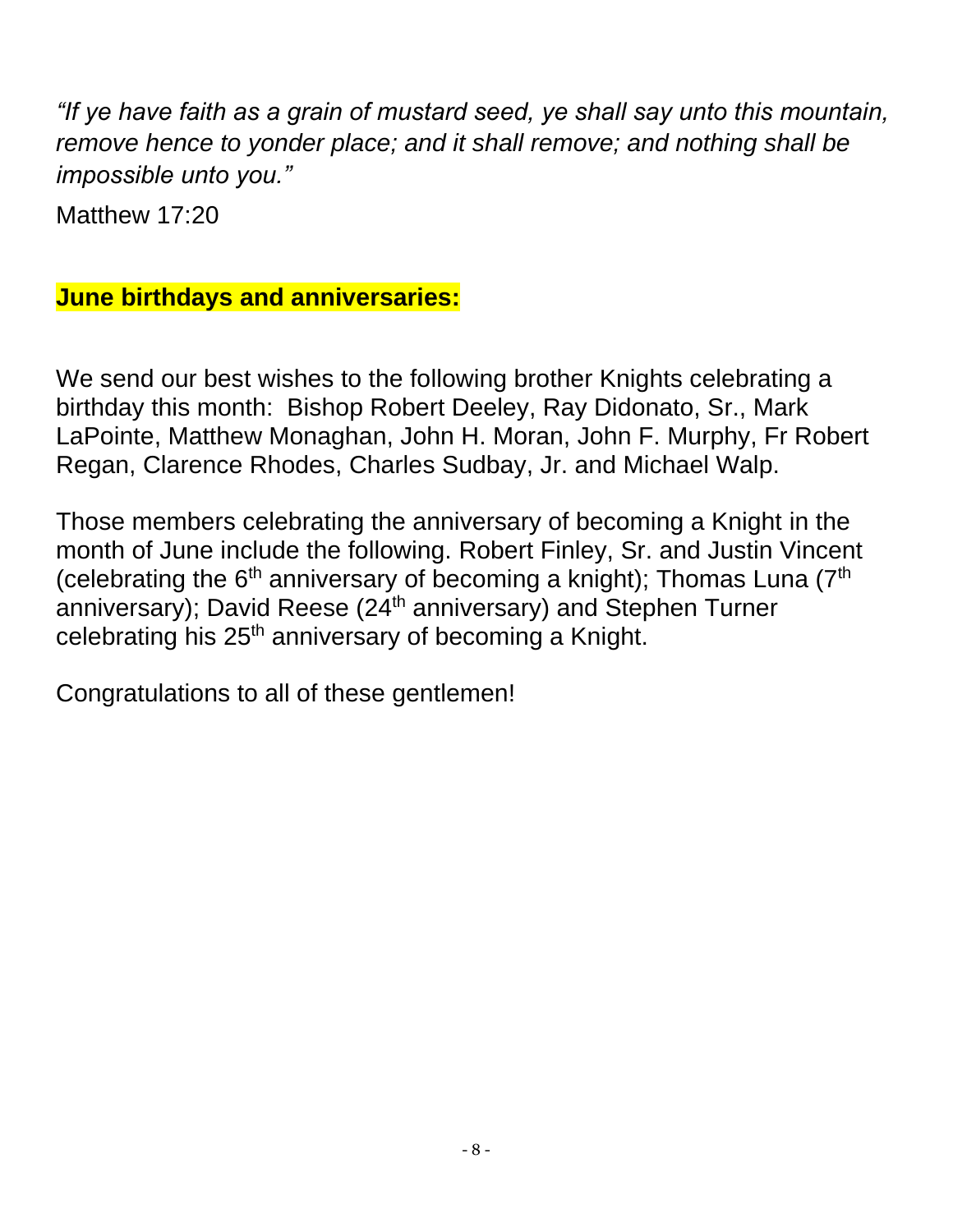*"If ye have faith as a grain of mustard seed, ye shall say unto this mountain, remove hence to yonder place; and it shall remove; and nothing shall be impossible unto you."*

Matthew 17:20

## June birthdays and anniversaries:

We send our best wishes to the following brother Knights celebrating a birthday this month:  Bishop Robert Deeley, Ray Didonato, Sr., Mark LaPointe, Matthew Monaghan, John H. Moran, John F. Murphy, Fr Robert Regan, Clarence Rhodes, Charles Sudbay, Jr. and Michael Walp.

Those members celebrating the anniversary of becoming a Knight in the month of June include the following. Robert Finley, Sr. and Justin Vincent (celebrating the 6th anniversary of becoming a knight); Thomas Luna (7th anniversary); David Reese (24th anniversary) and Stephen Turner celebrating his 25th anniversary of becoming a Knight.

Congratulations to all of these gentlemen!